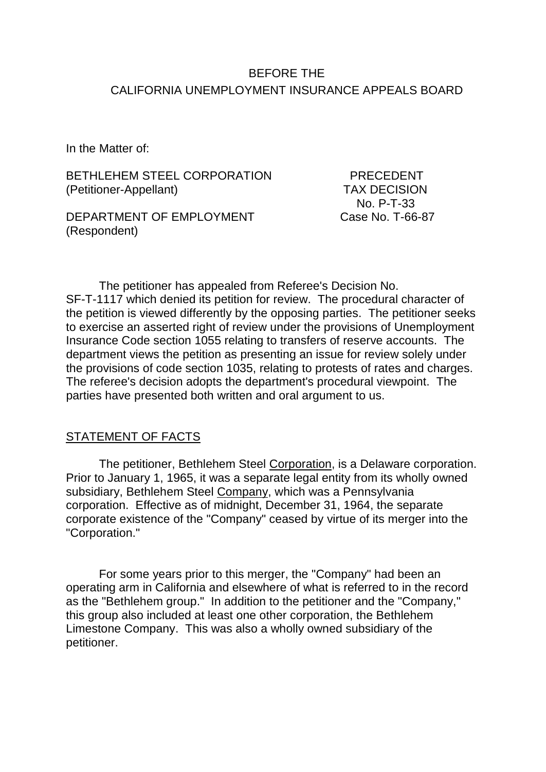BEFORE THE
CALIFORNIA UNEMPLOYMENT INSURANCE APPEALS BOARD

In the Matter of:

| | |
|---|---|
| BETHLEHEM STEEL CORPORATION (Petitioner-Appellant) | PRECEDENT TAX DECISION No. P-T-33 |
| DEPARTMENT OF EMPLOYMENT (Respondent) | Case No. T-66-87 |

The petitioner has appealed from Referee's Decision No. SF-T-1117 which denied its petition for review. The procedural character of the petition is viewed differently by the opposing parties. The petitioner seeks to exercise an asserted right of review under the provisions of Unemployment Insurance Code section 1055 relating to transfers of reserve accounts. The department views the petition as presenting an issue for review solely under the provisions of code section 1035, relating to protests of rates and charges. The referee's decision adopts the department's procedural viewpoint. The parties have presented both written and oral argument to us.

## STATEMENT OF FACTS

The petitioner, Bethlehem Steel Corporation, is a Delaware corporation. Prior to January 1, 1965, it was a separate legal entity from its wholly owned subsidiary, Bethlehem Steel Company, which was a Pennsylvania corporation. Effective as of midnight, December 31, 1964, the separate corporate existence of the "Company" ceased by virtue of its merger into the "Corporation."

For some years prior to this merger, the "Company" had been an operating arm in California and elsewhere of what is referred to in the record as the "Bethlehem group." In addition to the petitioner and the "Company," this group also included at least one other corporation, the Bethlehem Limestone Company. This was also a wholly owned subsidiary of the petitioner.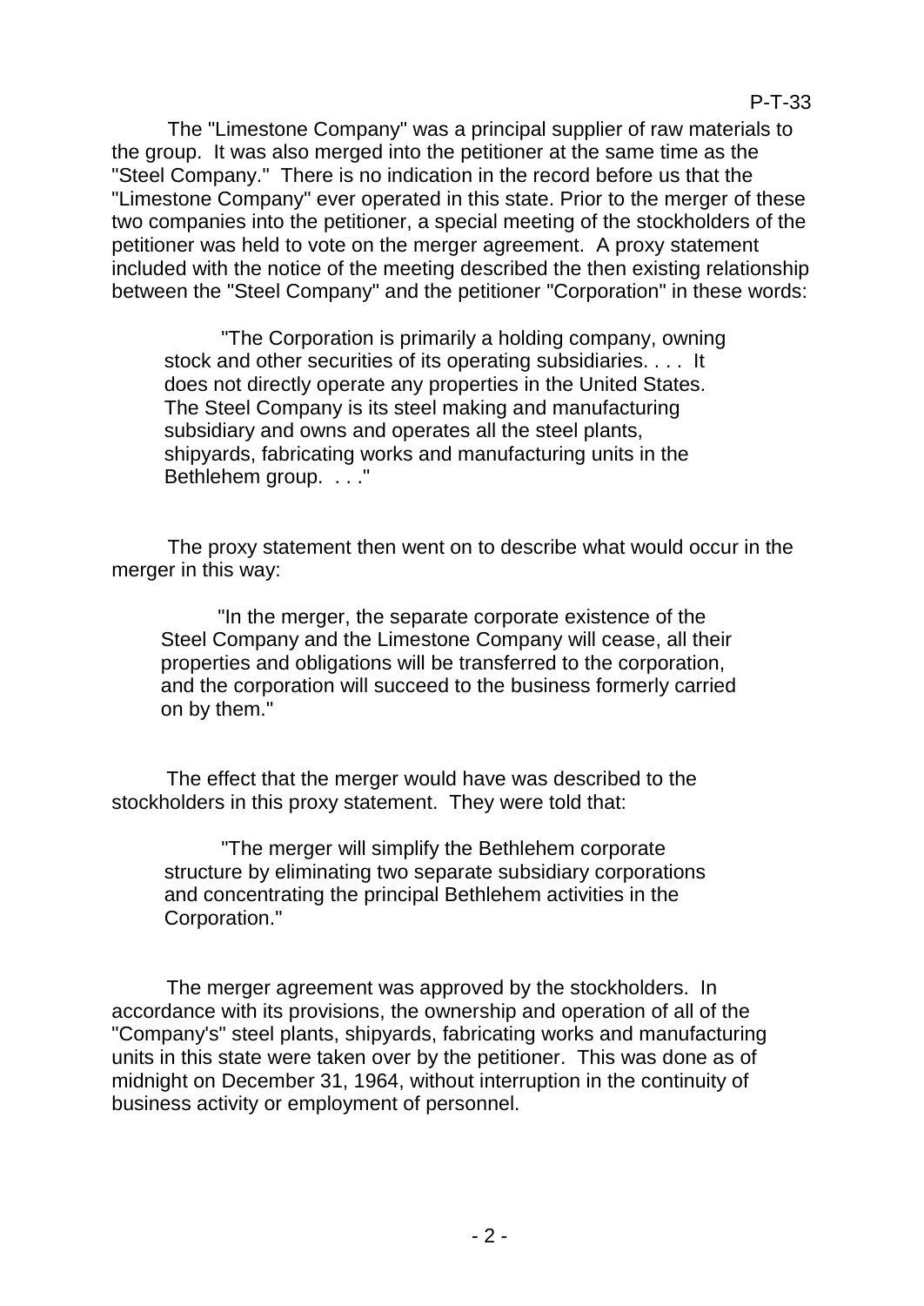The "Limestone Company" was a principal supplier of raw materials to the group. It was also merged into the petitioner at the same time as the "Steel Company." There is no indication in the record before us that the "Limestone Company" ever operated in this state. Prior to the merger of these two companies into the petitioner, a special meeting of the stockholders of the petitioner was held to vote on the merger agreement. A proxy statement included with the notice of the meeting described the then existing relationship between the "Steel Company" and the petitioner "Corporation" in these words:

> "The Corporation is primarily a holding company, owning stock and other securities of its operating subsidiaries. . . . It does not directly operate any properties in the United States. The Steel Company is its steel making and manufacturing subsidiary and owns and operates all the steel plants, shipyards, fabricating works and manufacturing units in the Bethlehem group. . . ."

The proxy statement then went on to describe what would occur in the merger in this way:

> "In the merger, the separate corporate existence of the Steel Company and the Limestone Company will cease, all their properties and obligations will be transferred to the corporation, and the corporation will succeed to the business formerly carried on by them."

The effect that the merger would have was described to the stockholders in this proxy statement. They were told that:

> "The merger will simplify the Bethlehem corporate structure by eliminating two separate subsidiary corporations and concentrating the principal Bethlehem activities in the Corporation."

The merger agreement was approved by the stockholders. In accordance with its provisions, the ownership and operation of all of the "Company's" steel plants, shipyards, fabricating works and manufacturing units in this state were taken over by the petitioner. This was done as of midnight on December 31, 1964, without interruption in the continuity of business activity or employment of personnel.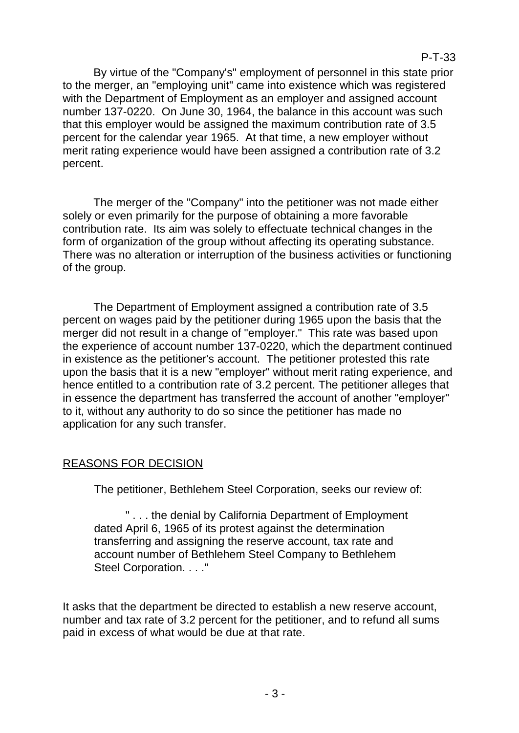By virtue of the "Company's" employment of personnel in this state prior to the merger, an "employing unit" came into existence which was registered with the Department of Employment as an employer and assigned account number 137-0220. On June 30, 1964, the balance in this account was such that this employer would be assigned the maximum contribution rate of 3.5 percent for the calendar year 1965. At that time, a new employer without merit rating experience would have been assigned a contribution rate of 3.2 percent.

The merger of the "Company" into the petitioner was not made either solely or even primarily for the purpose of obtaining a more favorable contribution rate. Its aim was solely to effectuate technical changes in the form of organization of the group without affecting its operating substance. There was no alteration or interruption of the business activities or functioning of the group.

The Department of Employment assigned a contribution rate of 3.5 percent on wages paid by the petitioner during 1965 upon the basis that the merger did not result in a change of "employer." This rate was based upon the experience of account number 137-0220, which the department continued in existence as the petitioner's account. The petitioner protested this rate upon the basis that it is a new "employer" without merit rating experience, and hence entitled to a contribution rate of 3.2 percent. The petitioner alleges that in essence the department has transferred the account of another "employer" to it, without any authority to do so since the petitioner has made no application for any such transfer.

## REASONS FOR DECISION

The petitioner, Bethlehem Steel Corporation, seeks our review of:

> " . . . the denial by California Department of Employment dated April 6, 1965 of its protest against the determination transferring and assigning the reserve account, tax rate and account number of Bethlehem Steel Company to Bethlehem Steel Corporation. . . ."

It asks that the department be directed to establish a new reserve account, number and tax rate of 3.2 percent for the petitioner, and to refund all sums paid in excess of what would be due at that rate.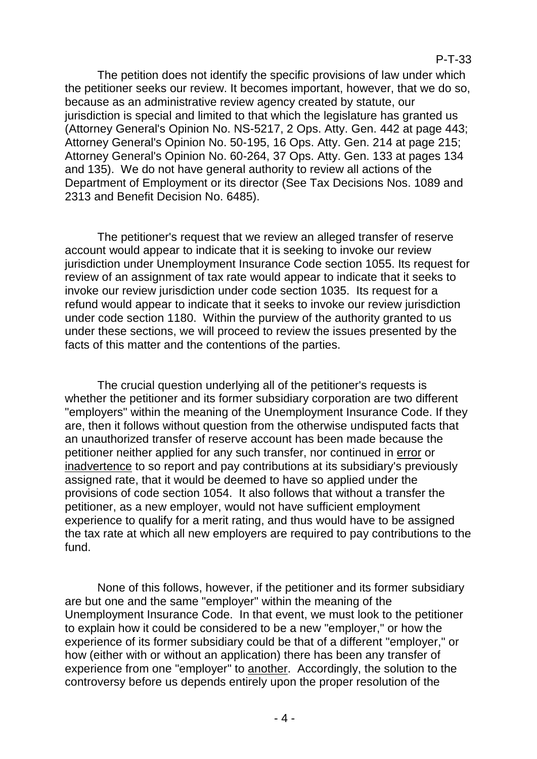The petition does not identify the specific provisions of law under which the petitioner seeks our review. It becomes important, however, that we do so, because as an administrative review agency created by statute, our jurisdiction is special and limited to that which the legislature has granted us (Attorney General's Opinion No. NS-5217, 2 Ops. Atty. Gen. 442 at page 443; Attorney General's Opinion No. 50-195, 16 Ops. Atty. Gen. 214 at page 215; Attorney General's Opinion No. 60-264, 37 Ops. Atty. Gen. 133 at pages 134 and 135). We do not have general authority to review all actions of the Department of Employment or its director (See Tax Decisions Nos. 1089 and 2313 and Benefit Decision No. 6485).

The petitioner's request that we review an alleged transfer of reserve account would appear to indicate that it is seeking to invoke our review jurisdiction under Unemployment Insurance Code section 1055. Its request for review of an assignment of tax rate would appear to indicate that it seeks to invoke our review jurisdiction under code section 1035. Its request for a refund would appear to indicate that it seeks to invoke our review jurisdiction under code section 1180. Within the purview of the authority granted to us under these sections, we will proceed to review the issues presented by the facts of this matter and the contentions of the parties.

The crucial question underlying all of the petitioner's requests is whether the petitioner and its former subsidiary corporation are two different "employers" within the meaning of the Unemployment Insurance Code. If they are, then it follows without question from the otherwise undisputed facts that an unauthorized transfer of reserve account has been made because the petitioner neither applied for any such transfer, nor continued in <u>error</u> or <u>inadvertence</u> to so report and pay contributions at its subsidiary's previously assigned rate, that it would be deemed to have so applied under the provisions of code section 1054. It also follows that without a transfer the petitioner, as a new employer, would not have sufficient employment experience to qualify for a merit rating, and thus would have to be assigned the tax rate at which all new employers are required to pay contributions to the fund.

None of this follows, however, if the petitioner and its former subsidiary are but one and the same "employer" within the meaning of the Unemployment Insurance Code. In that event, we must look to the petitioner to explain how it could be considered to be a new "employer," or how the experience of its former subsidiary could be that of a different "employer," or how (either with or without an application) there has been any transfer of experience from one "employer" to <u>another</u>. Accordingly, the solution to the controversy before us depends entirely upon the proper resolution of the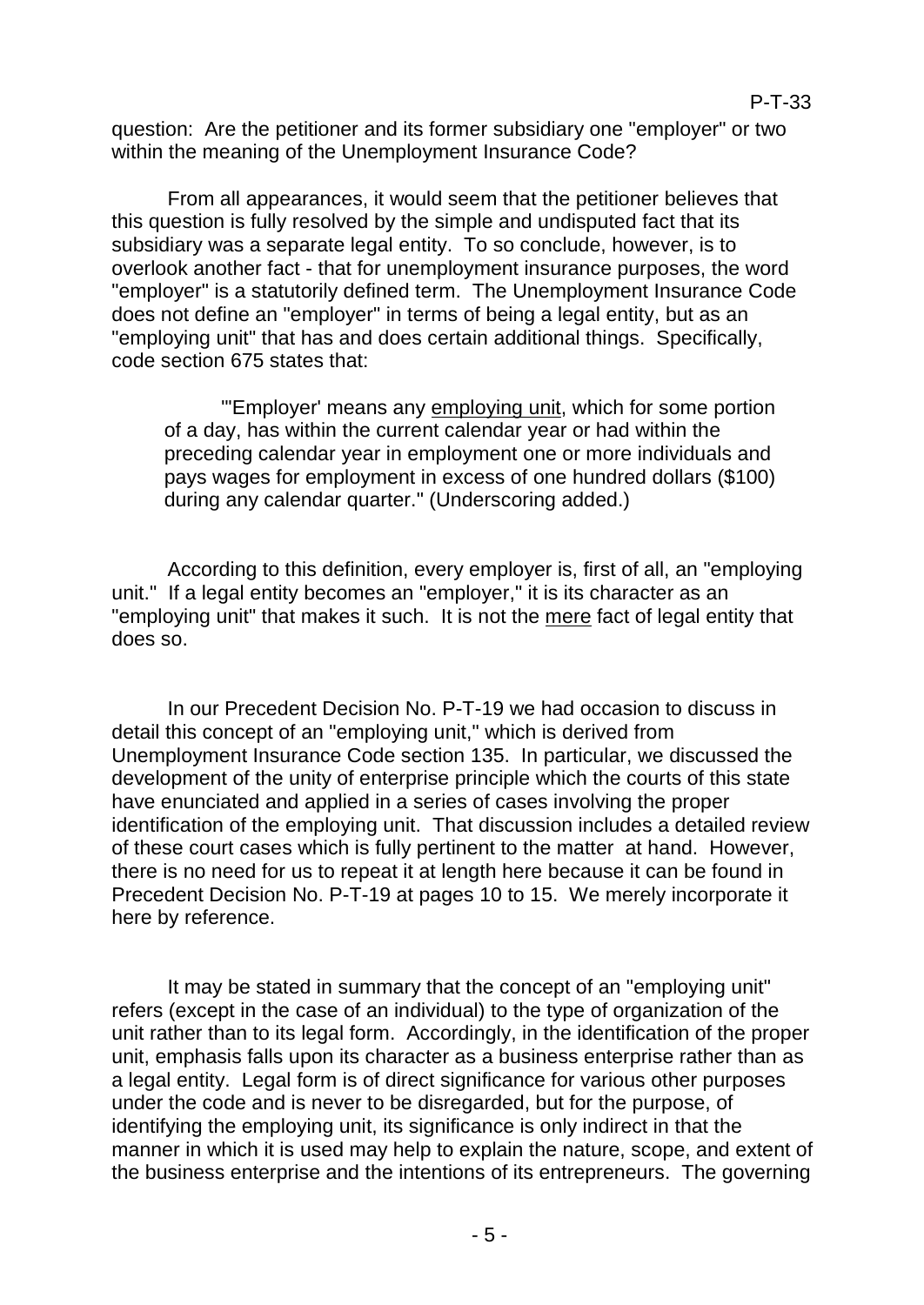question: Are the petitioner and its former subsidiary one "employer" or two within the meaning of the Unemployment Insurance Code?

From all appearances, it would seem that the petitioner believes that this question is fully resolved by the simple and undisputed fact that its subsidiary was a separate legal entity. To so conclude, however, is to overlook another fact - that for unemployment insurance purposes, the word "employer" is a statutorily defined term. The Unemployment Insurance Code does not define an "employer" in terms of being a legal entity, but as an "employing unit" that has and does certain additional things. Specifically, code section 675 states that:

> "'Employer' means any <u>employing unit</u>, which for some portion of a day, has within the current calendar year or had within the preceding calendar year in employment one or more individuals and pays wages for employment in excess of one hundred dollars ($100) during any calendar quarter." (Underscoring added.)

According to this definition, every employer is, first of all, an "employing unit." If a legal entity becomes an "employer," it is its character as an "employing unit" that makes it such. It is not the <u>mere</u> fact of legal entity that does so.

In our Precedent Decision No. P-T-19 we had occasion to discuss in detail this concept of an "employing unit," which is derived from Unemployment Insurance Code section 135. In particular, we discussed the development of the unity of enterprise principle which the courts of this state have enunciated and applied in a series of cases involving the proper identification of the employing unit. That discussion includes a detailed review of these court cases which is fully pertinent to the matter at hand. However, there is no need for us to repeat it at length here because it can be found in Precedent Decision No. P-T-19 at pages 10 to 15. We merely incorporate it here by reference.

It may be stated in summary that the concept of an "employing unit" refers (except in the case of an individual) to the type of organization of the unit rather than to its legal form. Accordingly, in the identification of the proper unit, emphasis falls upon its character as a business enterprise rather than as a legal entity. Legal form is of direct significance for various other purposes under the code and is never to be disregarded, but for the purpose, of identifying the employing unit, its significance is only indirect in that the manner in which it is used may help to explain the nature, scope, and extent of the business enterprise and the intentions of its entrepreneurs. The governing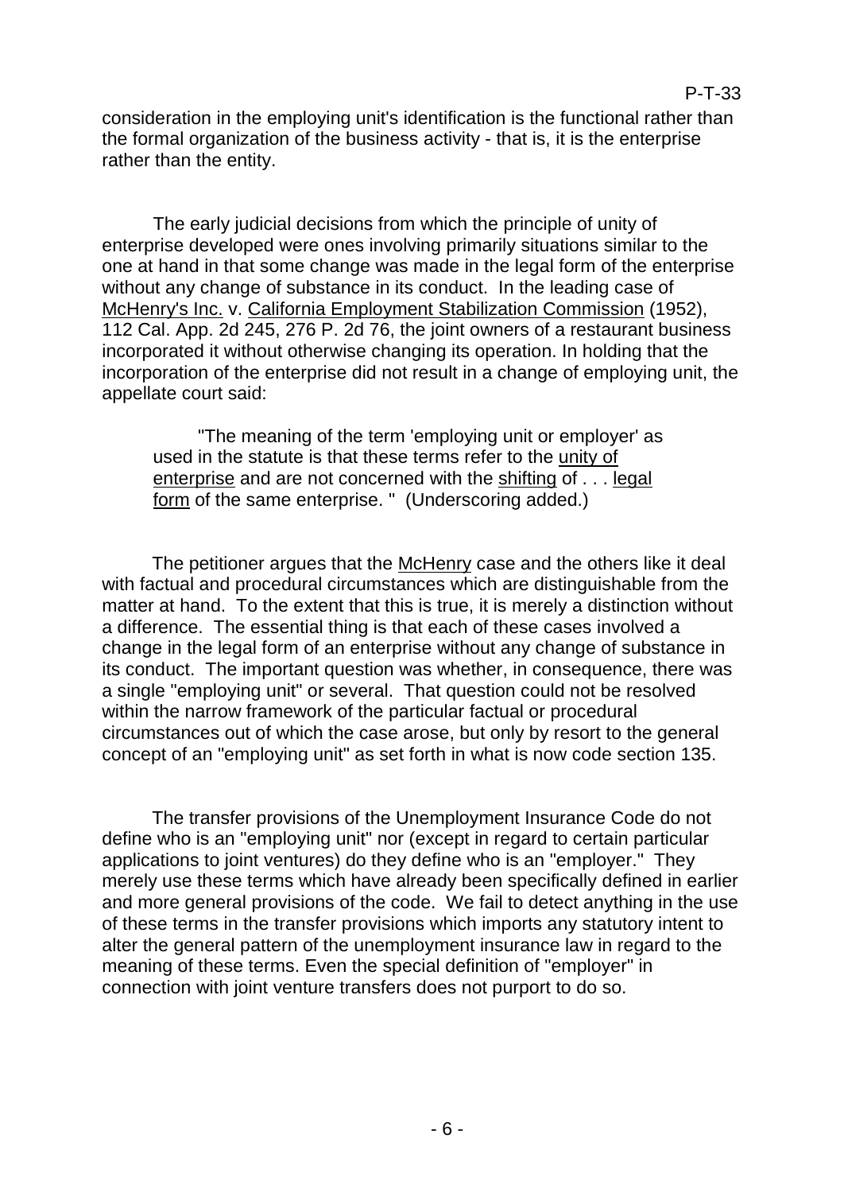consideration in the employing unit's identification is the functional rather than the formal organization of the business activity - that is, it is the enterprise rather than the entity.

The early judicial decisions from which the principle of unity of enterprise developed were ones involving primarily situations similar to the one at hand in that some change was made in the legal form of the enterprise without any change of substance in its conduct. In the leading case of <u>McHenry's Inc.</u> v. <u>California Employment Stabilization Commission</u> (1952), 112 Cal. App. 2d 245, 276 P. 2d 76, the joint owners of a restaurant business incorporated it without otherwise changing its operation. In holding that the incorporation of the enterprise did not result in a change of employing unit, the appellate court said:

> "The meaning of the term 'employing unit or employer' as used in the statute is that these terms refer to the <u>unity of enterprise</u> and are not concerned with the <u>shifting</u> of . . . <u>legal form</u> of the same enterprise. " (Underscoring added.)

The petitioner argues that the <u>McHenry</u> case and the others like it deal with factual and procedural circumstances which are distinguishable from the matter at hand. To the extent that this is true, it is merely a distinction without a difference. The essential thing is that each of these cases involved a change in the legal form of an enterprise without any change of substance in its conduct. The important question was whether, in consequence, there was a single "employing unit" or several. That question could not be resolved within the narrow framework of the particular factual or procedural circumstances out of which the case arose, but only by resort to the general concept of an "employing unit" as set forth in what is now code section 135.

The transfer provisions of the Unemployment Insurance Code do not define who is an "employing unit" nor (except in regard to certain particular applications to joint ventures) do they define who is an "employer." They merely use these terms which have already been specifically defined in earlier and more general provisions of the code. We fail to detect anything in the use of these terms in the transfer provisions which imports any statutory intent to alter the general pattern of the unemployment insurance law in regard to the meaning of these terms. Even the special definition of "employer" in connection with joint venture transfers does not purport to do so.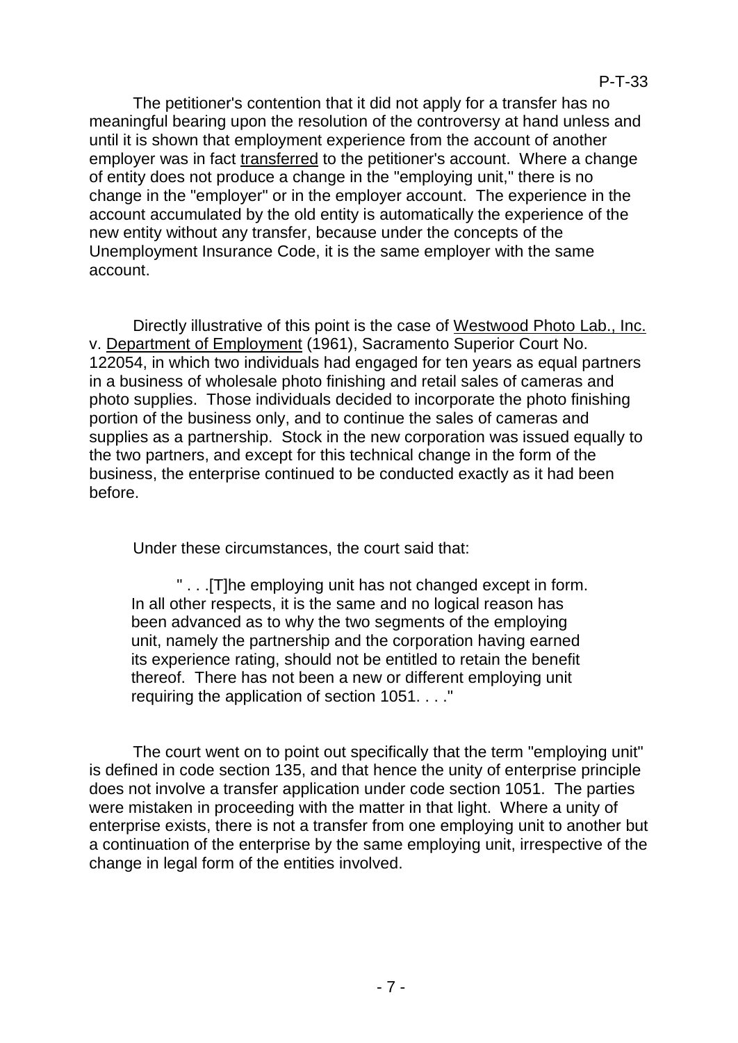The petitioner's contention that it did not apply for a transfer has no meaningful bearing upon the resolution of the controversy at hand unless and until it is shown that employment experience from the account of another employer was in fact transferred to the petitioner's account. Where a change of entity does not produce a change in the "employing unit," there is no change in the "employer" or in the employer account. The experience in the account accumulated by the old entity is automatically the experience of the new entity without any transfer, because under the concepts of the Unemployment Insurance Code, it is the same employer with the same account.

Directly illustrative of this point is the case of Westwood Photo Lab., Inc. v. Department of Employment (1961), Sacramento Superior Court No. 122054, in which two individuals had engaged for ten years as equal partners in a business of wholesale photo finishing and retail sales of cameras and photo supplies. Those individuals decided to incorporate the photo finishing portion of the business only, and to continue the sales of cameras and supplies as a partnership. Stock in the new corporation was issued equally to the two partners, and except for this technical change in the form of the business, the enterprise continued to be conducted exactly as it had been before.

Under these circumstances, the court said that:

> " . . .[T]he employing unit has not changed except in form. In all other respects, it is the same and no logical reason has been advanced as to why the two segments of the employing unit, namely the partnership and the corporation having earned its experience rating, should not be entitled to retain the benefit thereof. There has not been a new or different employing unit requiring the application of section 1051. . . ."

The court went on to point out specifically that the term "employing unit" is defined in code section 135, and that hence the unity of enterprise principle does not involve a transfer application under code section 1051. The parties were mistaken in proceeding with the matter in that light. Where a unity of enterprise exists, there is not a transfer from one employing unit to another but a continuation of the enterprise by the same employing unit, irrespective of the change in legal form of the entities involved.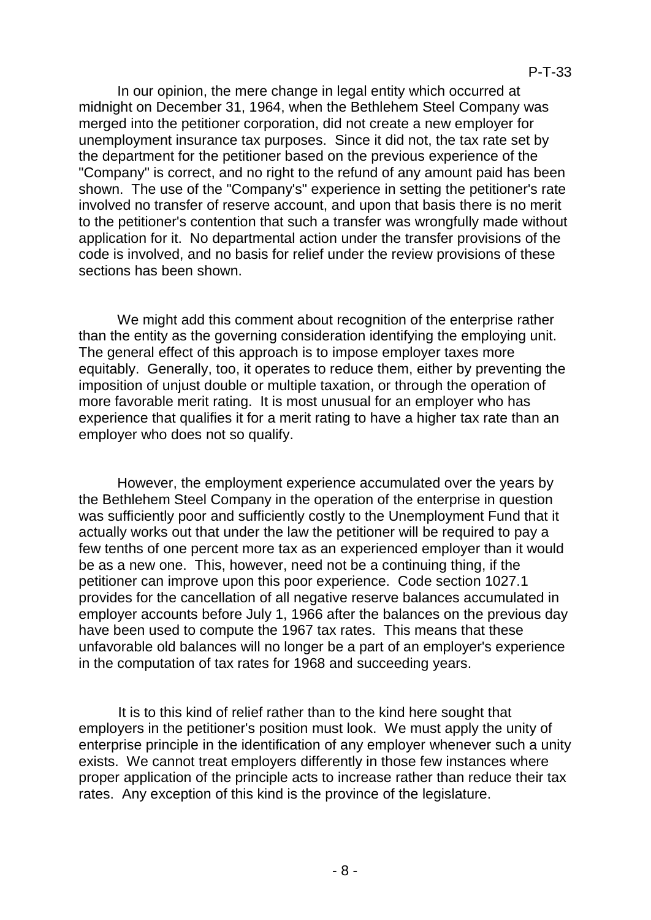In our opinion, the mere change in legal entity which occurred at midnight on December 31, 1964, when the Bethlehem Steel Company was merged into the petitioner corporation, did not create a new employer for unemployment insurance tax purposes. Since it did not, the tax rate set by the department for the petitioner based on the previous experience of the "Company" is correct, and no right to the refund of any amount paid has been shown. The use of the "Company's" experience in setting the petitioner's rate involved no transfer of reserve account, and upon that basis there is no merit to the petitioner's contention that such a transfer was wrongfully made without application for it. No departmental action under the transfer provisions of the code is involved, and no basis for relief under the review provisions of these sections has been shown.

We might add this comment about recognition of the enterprise rather than the entity as the governing consideration identifying the employing unit. The general effect of this approach is to impose employer taxes more equitably. Generally, too, it operates to reduce them, either by preventing the imposition of unjust double or multiple taxation, or through the operation of more favorable merit rating. It is most unusual for an employer who has experience that qualifies it for a merit rating to have a higher tax rate than an employer who does not so qualify.

However, the employment experience accumulated over the years by the Bethlehem Steel Company in the operation of the enterprise in question was sufficiently poor and sufficiently costly to the Unemployment Fund that it actually works out that under the law the petitioner will be required to pay a few tenths of one percent more tax as an experienced employer than it would be as a new one. This, however, need not be a continuing thing, if the petitioner can improve upon this poor experience. Code section 1027.1 provides for the cancellation of all negative reserve balances accumulated in employer accounts before July 1, 1966 after the balances on the previous day have been used to compute the 1967 tax rates. This means that these unfavorable old balances will no longer be a part of an employer's experience in the computation of tax rates for 1968 and succeeding years.

It is to this kind of relief rather than to the kind here sought that employers in the petitioner's position must look. We must apply the unity of enterprise principle in the identification of any employer whenever such a unity exists. We cannot treat employers differently in those few instances where proper application of the principle acts to increase rather than reduce their tax rates. Any exception of this kind is the province of the legislature.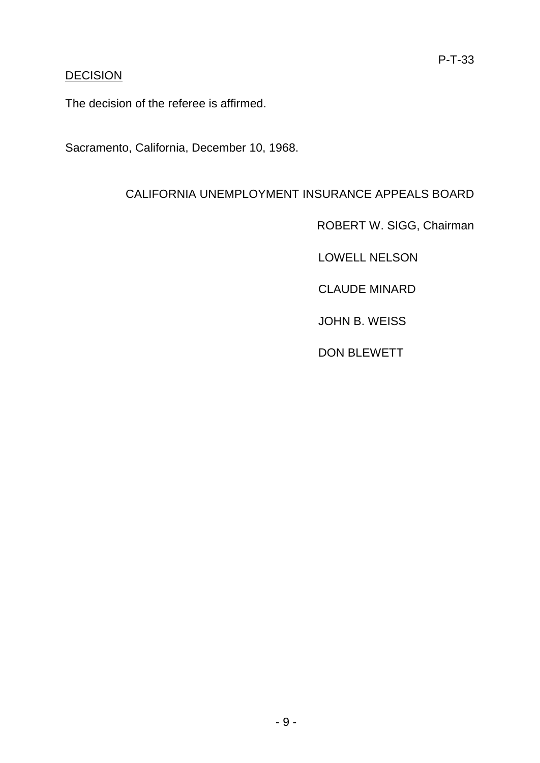## DECISION

The decision of the referee is affirmed.

Sacramento, California, December 10, 1968.

CALIFORNIA UNEMPLOYMENT INSURANCE APPEALS BOARD

ROBERT W. SIGG, Chairman

LOWELL NELSON

CLAUDE MINARD

JOHN B. WEISS

DON BLEWETT